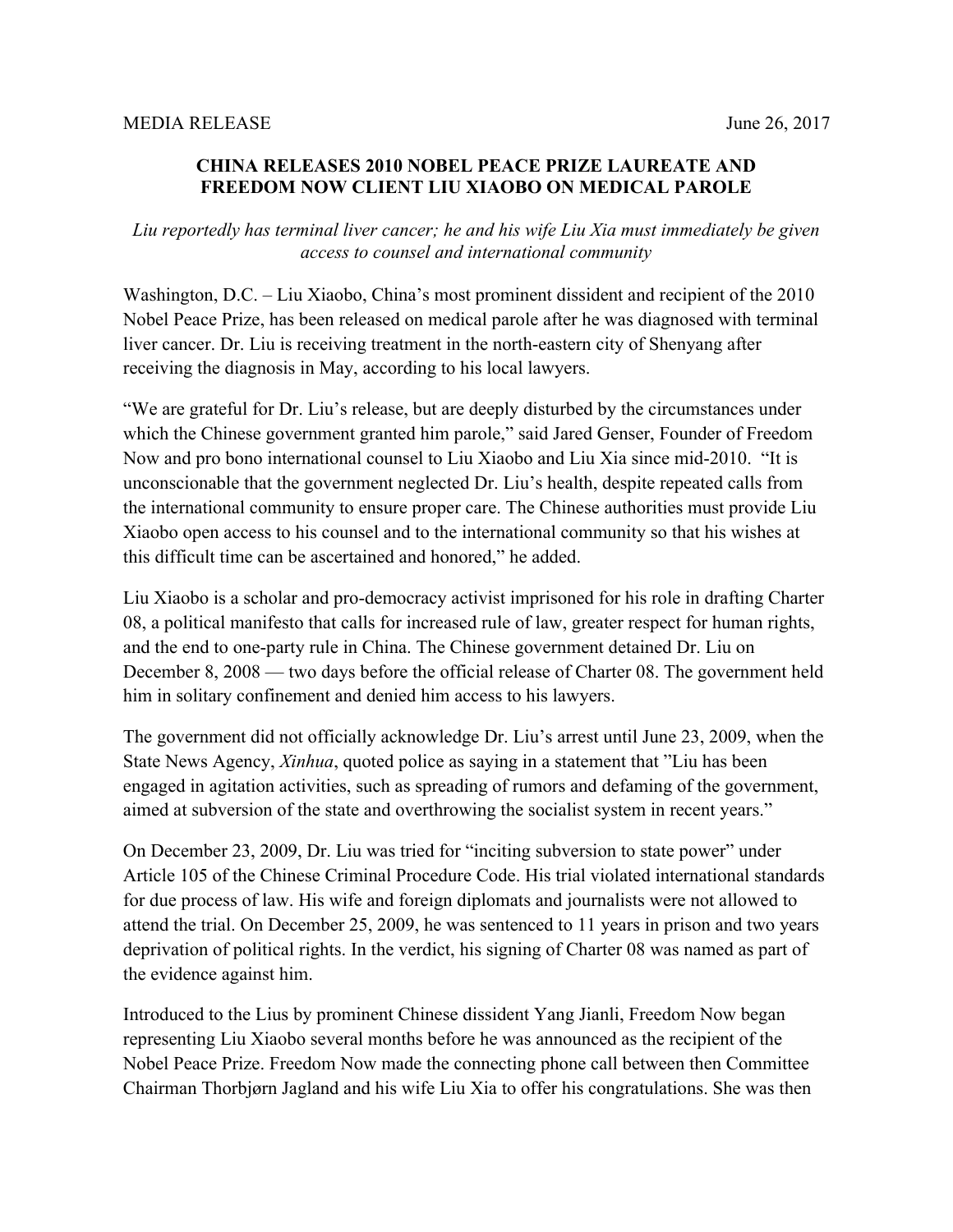MEDIA RELEASE June 26, 2017

**CHINA RELEASES 2010 NOBEL PEACE PRIZE LAUREATE AND FREEDOM NOW CLIENT LIU XIAOBO ON MEDICAL PAROLE**

*Liu reportedly has terminal liver cancer; he and his wife Liu Xia must immediately be given access to counsel and international community*

Washington, D.C. – Liu Xiaobo, China's most prominent dissident and recipient of the 2010 Nobel Peace Prize, has been released on medical parole after he was diagnosed with terminal liver cancer. Dr. Liu is receiving treatment in the north-eastern city of Shenyang after receiving the diagnosis in May, according to his local lawyers.

"We are grateful for Dr. Liu's release, but are deeply disturbed by the circumstances under which the Chinese government granted him parole," said Jared Genser, Founder of Freedom Now and pro bono international counsel to Liu Xiaobo and Liu Xia since mid-2010. "It is unconscionable that the government neglected Dr. Liu's health, despite repeated calls from the international community to ensure proper care. The Chinese authorities must provide Liu Xiaobo open access to his counsel and to the international community so that his wishes at this difficult time can be ascertained and honored," he added.

Liu Xiaobo is a scholar and pro-democracy activist imprisoned for his role in drafting Charter 08, a political manifesto that calls for increased rule of law, greater respect for human rights, and the end to one-party rule in China. The Chinese government detained Dr. Liu on December 8, 2008 — two days before the official release of Charter 08. The government held him in solitary confinement and denied him access to his lawyers.

The government did not officially acknowledge Dr. Liu's arrest until June 23, 2009, when the State News Agency, *Xinhua*, quoted police as saying in a statement that "Liu has been engaged in agitation activities, such as spreading of rumors and defaming of the government, aimed at subversion of the state and overthrowing the socialist system in recent years."

On December 23, 2009, Dr. Liu was tried for "inciting subversion to state power" under Article 105 of the Chinese Criminal Procedure Code. His trial violated international standards for due process of law. His wife and foreign diplomats and journalists were not allowed to attend the trial. On December 25, 2009, he was sentenced to 11 years in prison and two years deprivation of political rights. In the verdict, his signing of Charter 08 was named as part of the evidence against him.

Introduced to the Lius by prominent Chinese dissident Yang Jianli, Freedom Now began representing Liu Xiaobo several months before he was announced as the recipient of the Nobel Peace Prize. Freedom Now made the connecting phone call between then Committee Chairman Thorbjørn Jagland and his wife Liu Xia to offer his congratulations. She was then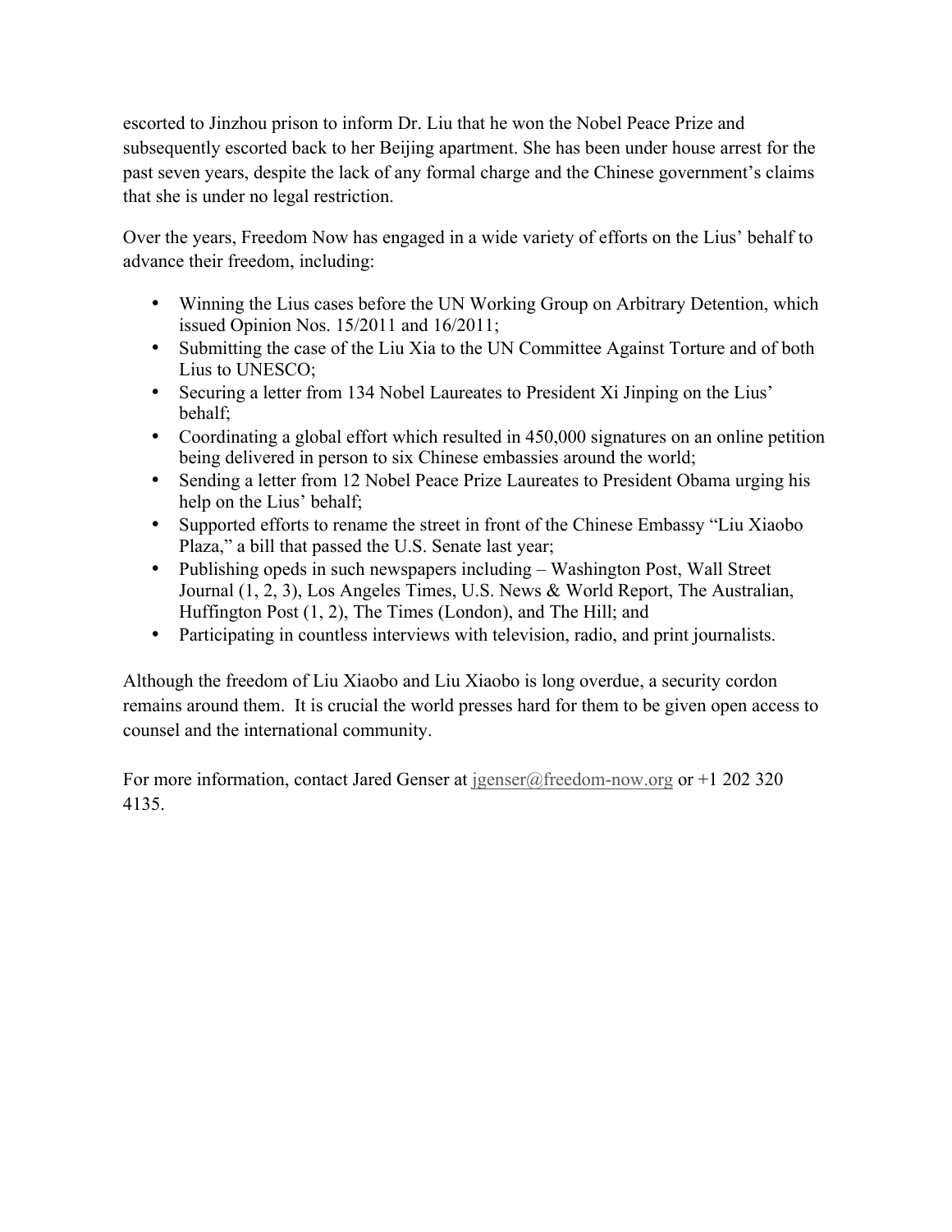escorted to Jinzhou prison to inform Dr. Liu that he won the Nobel Peace Prize and subsequently escorted back to her Beijing apartment. She has been under house arrest for the past seven years, despite the lack of any formal charge and the Chinese government's claims that she is under no legal restriction.

Over the years, Freedom Now has engaged in a wide variety of efforts on the Lius' behalf to advance their freedom, including:

- Winning the Lius cases before the UN Working Group on Arbitrary Detention, which issued Opinion Nos. 15/2011 and 16/2011;
- Submitting the case of the Liu Xia to the UN Committee Against Torture and of both Lius to UNESCO;
- Securing a letter from 134 Nobel Laureates to President Xi Jinping on the Lius' behalf;
- Coordinating a global effort which resulted in 450,000 signatures on an online petition being delivered in person to six Chinese embassies around the world;
- Sending a letter from 12 Nobel Peace Prize Laureates to President Obama urging his help on the Lius' behalf;
- Supported efforts to rename the street in front of the Chinese Embassy "Liu Xiaobo Plaza," a bill that passed the U.S. Senate last year;
- Publishing opeds in such newspapers including – Washington Post, Wall Street Journal (1, 2, 3), Los Angeles Times, U.S. News & World Report, The Australian, Huffington Post (1, 2), The Times (London), and The Hill; and
- Participating in countless interviews with television, radio, and print journalists.

Although the freedom of Liu Xiaobo and Liu Xiaobo is long overdue, a security cordon remains around them. It is crucial the world presses hard for them to be given open access to counsel and the international community.

For more information, contact Jared Genser at jgenser@freedom-now.org or +1 202 320 4135.